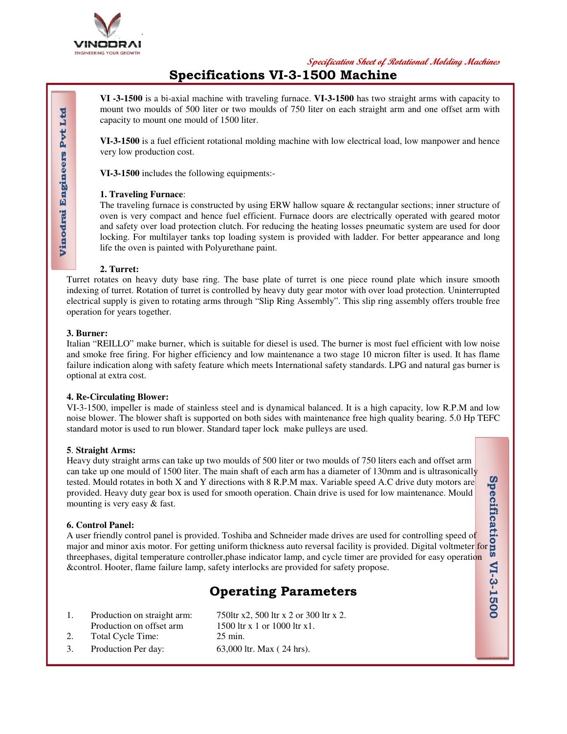*Specification Sheet of Rotational Molding Machines*

# Specifications VI-3-1500 Machine

Vinodrai Engineers Pvt Ltd

**VI -3-1500** is a bi-axial machine with traveling furnace. **VI-3-1500** has two straight arms with capacity to mount two moulds of 500 liter or two moulds of 750 liter on each straight arm and one offset arm with capacity to mount one mould of 1500 liter.

**VI-3-1500** is a fuel efficient rotational molding machine with low electrical load, low manpower and hence very low production cost.

**VI-3-1500** includes the following equipments:-

**1. Traveling Furnace**:

The traveling furnace is constructed by using ERW hallow square & rectangular sections; inner structure of oven is very compact and hence fuel efficient. Furnace doors are electrically operated with geared motor and safety over load protection clutch. For reducing the heating losses pneumatic system are used for door locking. For multilayer tanks top loading system is provided with ladder. For better appearance and long life the oven is painted with Polyurethane paint.

**2. Turret:**

Turret rotates on heavy duty base ring. The base plate of turret is one piece round plate which insure smooth indexing of turret. Rotation of turret is controlled by heavy duty gear motor with over load protection. Uninterrupted electrical supply is given to rotating arms through "Slip Ring Assembly". This slip ring assembly offers trouble free operation for years together.

**3. Burner:**

Italian "REILLO" make burner, which is suitable for diesel is used. The burner is most fuel efficient with low noise and smoke free firing. For higher efficiency and low maintenance a two stage 10 micron filter is used. It has flame failure indication along with safety feature which meets International safety standards. LPG and natural gas burner is optional at extra cost.

**4. Re-Circulating Blower:**

VI-3-1500, impeller is made of stainless steel and is dynamical balanced. It is a high capacity, low R.P.M and low noise blower. The blower shaft is supported on both sides with maintenance free high quality bearing. 5.0 Hp TEFC standard motor is used to run blower. Standard taper lock make pulleys are used.

**5. Straight Arms:**

Heavy duty straight arms can take up two moulds of 500 liter or two moulds of 750 liters each and offset arm can take up one mould of 1500 liter. The main shaft of each arm has a diameter of 130mm and is ultrasonically tested. Mould rotates in both X and Y directions with 8 R.P.M max. Variable speed A.C drive duty motors are provided. Heavy duty gear box is used for smooth operation. Chain drive is used for low maintenance. Mould mounting is very easy & fast.

**6. Control Panel:**

A user friendly control panel is provided. Toshiba and Schneider made drives are used for controlling speed of major and minor axis motor. For getting uniform thickness auto reversal facility is provided. Digital voltmeter for threephases, digital temperature controller,phase indicator lamp, and cycle timer are provided for easy operation &control. Hooter, flame failure lamp, safety interlocks are provided for safety propose.

Specifications VI-3-1500

## Operating Parameters

| | | |
|---|---|---|
| 1. | Production on straight arm: | 750ltr x2, 500 ltr x 2 or 300 ltr x 2. |
| | Production on offset arm | 1500 ltr x 1 or 1000 ltr x1. |
| 2. | Total Cycle Time: | 25 min. |
| 3. | Production Per day: | 63,000 ltr. Max ( 24 hrs). |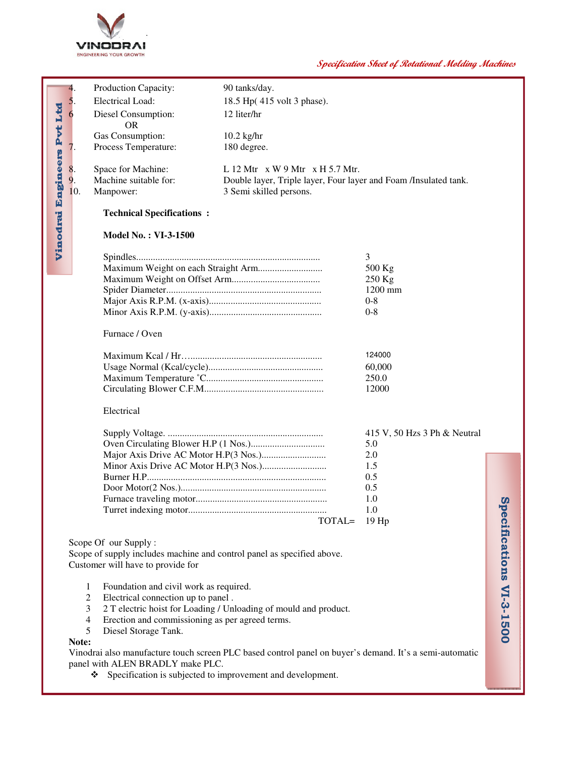4. Production Capacity: 90 tanks/day.
5. Electrical Load: 18.5 Hp( 415 volt 3 phase).
6 Diesel Consumption: 12 liter/hr
   OR
   Gas Consumption: 10.2 kg/hr
7. Process Temperature: 180 degree.
8. Space for Machine: L 12 Mtr x W 9 Mtr x H 5.7 Mtr.
9. Machine suitable for: Double layer, Triple layer, Four layer and Foam /Insulated tank.
10. Manpower: 3 Semi skilled persons.

**Technical Specifications :**

**Model No. : VI-3-1500**

| | |
|---|---|
| Spindles | 3 |
| Maximum Weight on each Straight Arm | 500 Kg |
| Maximum Weight on Offset Arm | 250 Kg |
| Spider Diameter | 1200 mm |
| Major Axis R.P.M. (x-axis) | 0-8 |
| Minor Axis R.P.M. (y-axis) | 0-8 |

Furnace / Oven

| | |
|---|---|
| Maximum Kcal / Hr | 124000 |
| Usage Normal (Kcal/cycle) | 60,000 |
| Maximum Temperature ˚C | 250.0 |
| Circulating Blower C.F.M | 12000 |

Electrical

| | |
|---|---|
| Supply Voltage. | 415 V, 50 Hzs 3 Ph & Neutral |
| Oven Circulating Blower H.P (1 Nos.) | 5.0 |
| Major Axis Drive AC Motor H.P(3 Nos.) | 2.0 |
| Minor Axis Drive AC Motor H.P(3 Nos.) | 1.5 |
| Burner H.P | 0.5 |
| Door Motor(2 Nos.) | 0.5 |
| Furnace traveling motor | 1.0 |
| Turret indexing motor | 1.0 |
| TOTAL= | 19 Hp |

Scope Of our Supply :
Scope of supply includes machine and control panel as specified above.
Customer will have to provide for

1. Foundation and civil work as required.
2. Electrical connection up to panel .
3. 2 T electric hoist for Loading / Unloading of mould and product.
4. Erection and commissioning as per agreed terms.
5. Diesel Storage Tank.

**Note:**
Vinodrai also manufacture touch screen PLC based control panel on buyer's demand. It's a semi-automatic panel with ALEN BRADLY make PLC.

- Specification is subjected to improvement and development.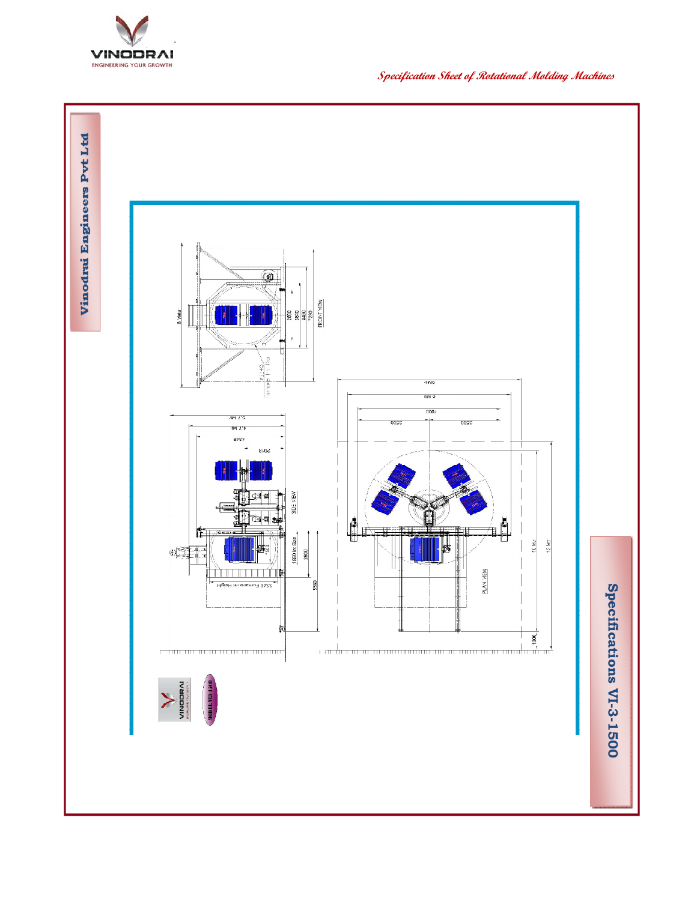**Vinodrai Engineers Pvt Ltd**

**Specifications VI-3-1500**

FRONT VIEW

8 Mtr

2600

3850

4400

7200

SIDE VIEW

4.2 Mtr

5.2 Mtr

4548

2018

1850 In Size

2600

5580

3340 Furnace Int Height

PLAN VIEW

3500

3500

7000

8 Mtr

9Mtr

10 Mtr

12 Mtr

1000